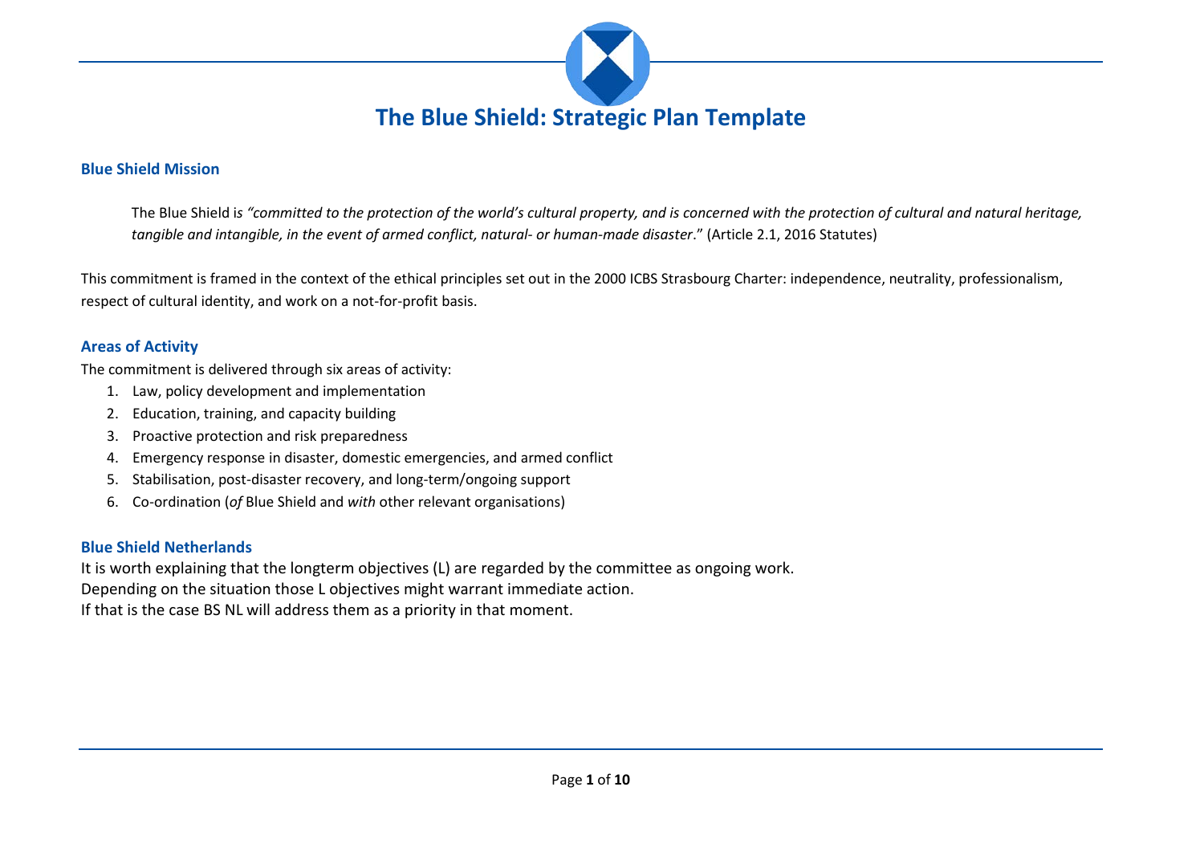# The Blue Shield: Strategic Plan Template

## Blue Shield Mission

The Blue Shield is *"committed to the protection of the world's cultural property, and is concerned with the protection of cultural and natural heritage, tangible and intangible, in the event of armed conflict, natural- or human-made disaster*." (Article 2.1, 2016 Statutes)

This commitment is framed in the context of the ethical principles set out in the 2000 ICBS Strasbourg Charter: independence, neutrality, professionalism, respect of cultural identity, and work on a not-for-profit basis.

## Areas of Activity

The commitment is delivered through six areas of activity:

1. Law, policy development and implementation
2. Education, training, and capacity building
3. Proactive protection and risk preparedness
4. Emergency response in disaster, domestic emergencies, and armed conflict
5. Stabilisation, post-disaster recovery, and long-term/ongoing support
6. Co-ordination (*of* Blue Shield and *with* other relevant organisations)

## Blue Shield Netherlands

It is worth explaining that the longterm objectives (L) are regarded by the committee as ongoing work.
Depending on the situation those L objectives might warrant immediate action.
If that is the case BS NL will address them as a priority in that moment.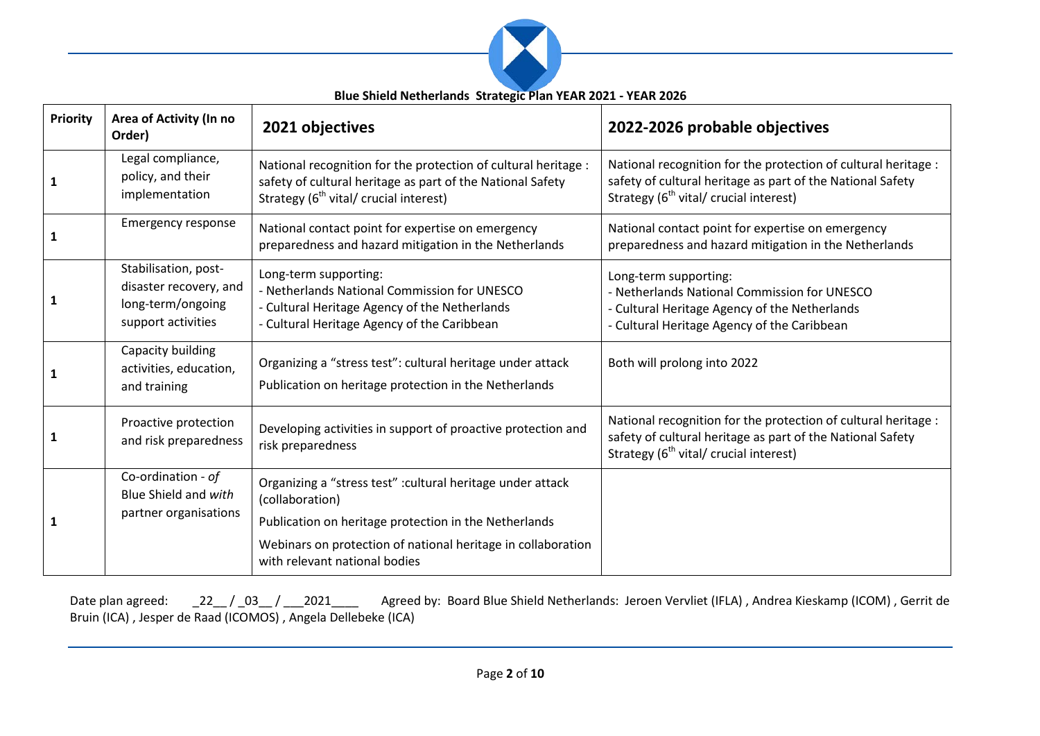**Blue Shield Netherlands Strategic Plan YEAR 2021 - YEAR 2026**

| Priority | Area of Activity (In no Order) | 2021 objectives | 2022-2026 probable objectives |
|---|---|---|---|
| 1 | Legal compliance, policy, and their implementation | National recognition for the protection of cultural heritage : safety of cultural heritage as part of the National Safety Strategy (6th vital/ crucial interest) | National recognition for the protection of cultural heritage : safety of cultural heritage as part of the National Safety Strategy (6th vital/ crucial interest) |
| 1 | Emergency response | National contact point for expertise on emergency preparedness and hazard mitigation in the Netherlands | National contact point for expertise on emergency preparedness and hazard mitigation in the Netherlands |
| 1 | Stabilisation, post-disaster recovery, and long-term/ongoing support activities | Long-term supporting:<br>- Netherlands National Commission for UNESCO<br>- Cultural Heritage Agency of the Netherlands<br>- Cultural Heritage Agency of the Caribbean | Long-term supporting:<br>- Netherlands National Commission for UNESCO<br>- Cultural Heritage Agency of the Netherlands<br>- Cultural Heritage Agency of the Caribbean |
| 1 | Capacity building activities, education, and training | Organizing a "stress test": cultural heritage under attack<br>Publication on heritage protection in the Netherlands | Both will prolong into 2022 |
| 1 | Proactive protection and risk preparedness | Developing activities in support of proactive protection and risk preparedness | National recognition for the protection of cultural heritage : safety of cultural heritage as part of the National Safety Strategy (6th vital/ crucial interest) |
| 1 | Co-ordination - *of* Blue Shield and *with* partner organisations | Organizing a "stress test" :cultural heritage under attack (collaboration)<br>Publication on heritage protection in the Netherlands<br>Webinars on protection of national heritage in collaboration with relevant national bodies | |

Date plan agreed: _22__ / _03__ / ___2021____ Agreed by: Board Blue Shield Netherlands: Jeroen Vervliet (IFLA) , Andrea Kieskamp (ICOM) , Gerrit de Bruin (ICA) , Jesper de Raad (ICOMOS) , Angela Dellebeke (ICA)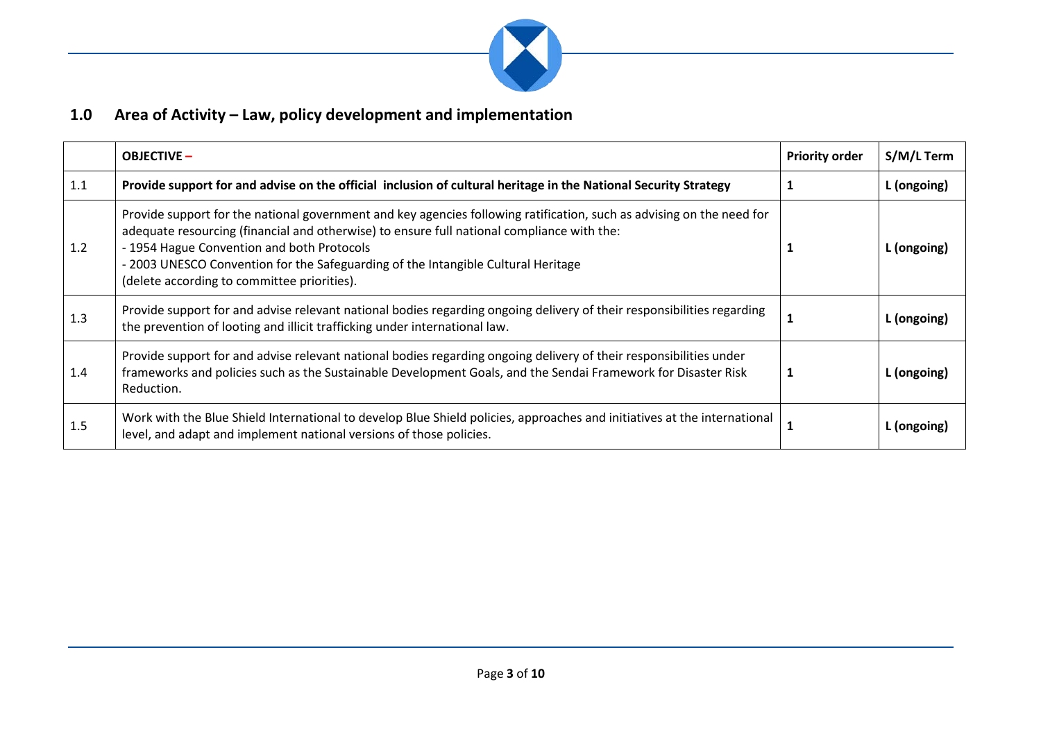## 1.0 Area of Activity – Law, policy development and implementation

| | **OBJECTIVE –** | **Priority order** | **S/M/L Term** |
|---|---|---|---|
| 1.1 | **Provide support for and advise on the official inclusion of cultural heritage in the National Security Strategy** | **1** | **L (ongoing)** |
| 1.2 | Provide support for the national government and key agencies following ratification, such as advising on the need for adequate resourcing (financial and otherwise) to ensure full national compliance with the:<br>- 1954 Hague Convention and both Protocols<br>- 2003 UNESCO Convention for the Safeguarding of the Intangible Cultural Heritage<br>(delete according to committee priorities). | **1** | **L (ongoing)** |
| 1.3 | Provide support for and advise relevant national bodies regarding ongoing delivery of their responsibilities regarding the prevention of looting and illicit trafficking under international law. | **1** | **L (ongoing)** |
| 1.4 | Provide support for and advise relevant national bodies regarding ongoing delivery of their responsibilities under frameworks and policies such as the Sustainable Development Goals, and the Sendai Framework for Disaster Risk Reduction. | **1** | **L (ongoing)** |
| 1.5 | Work with the Blue Shield International to develop Blue Shield policies, approaches and initiatives at the international level, and adapt and implement national versions of those policies. | **1** | **L (ongoing)** |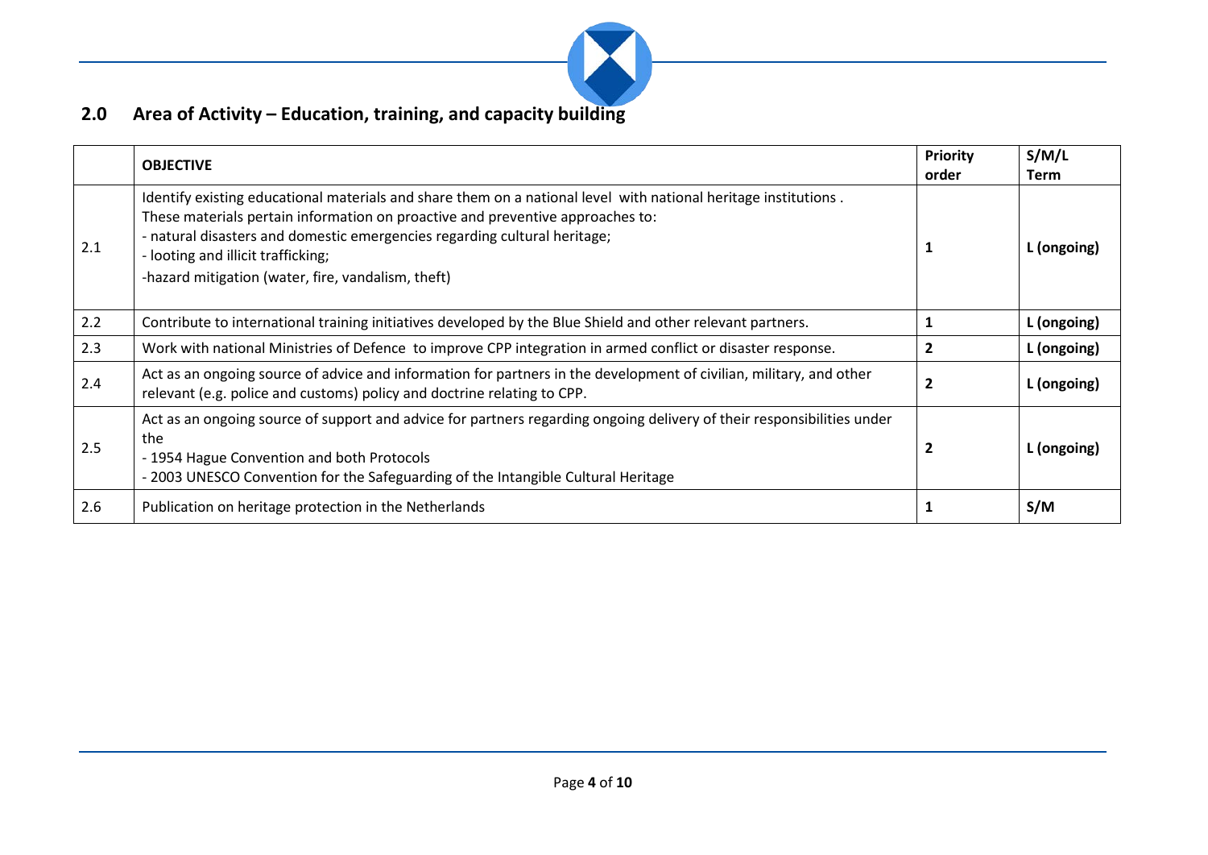## 2.0 Area of Activity – Education, training, and capacity building

| | **OBJECTIVE** | **Priority order** | **S/M/L Term** |
|---|---|---|---|
| 2.1 | Identify existing educational materials and share them on a national level with national heritage institutions. These materials pertain information on proactive and preventive approaches to:<br>- natural disasters and domestic emergencies regarding cultural heritage;<br>- looting and illicit trafficking;<br>-hazard mitigation (water, fire, vandalism, theft) | **1** | **L (ongoing)** |
| 2.2 | Contribute to international training initiatives developed by the Blue Shield and other relevant partners. | **1** | **L (ongoing)** |
| 2.3 | Work with national Ministries of Defence to improve CPP integration in armed conflict or disaster response. | **2** | **L (ongoing)** |
| 2.4 | Act as an ongoing source of advice and information for partners in the development of civilian, military, and other relevant (e.g. police and customs) policy and doctrine relating to CPP. | **2** | **L (ongoing)** |
| 2.5 | Act as an ongoing source of support and advice for partners regarding ongoing delivery of their responsibilities under the<br>- 1954 Hague Convention and both Protocols<br>- 2003 UNESCO Convention for the Safeguarding of the Intangible Cultural Heritage | **2** | **L (ongoing)** |
| 2.6 | Publication on heritage protection in the Netherlands | **1** | **S/M** |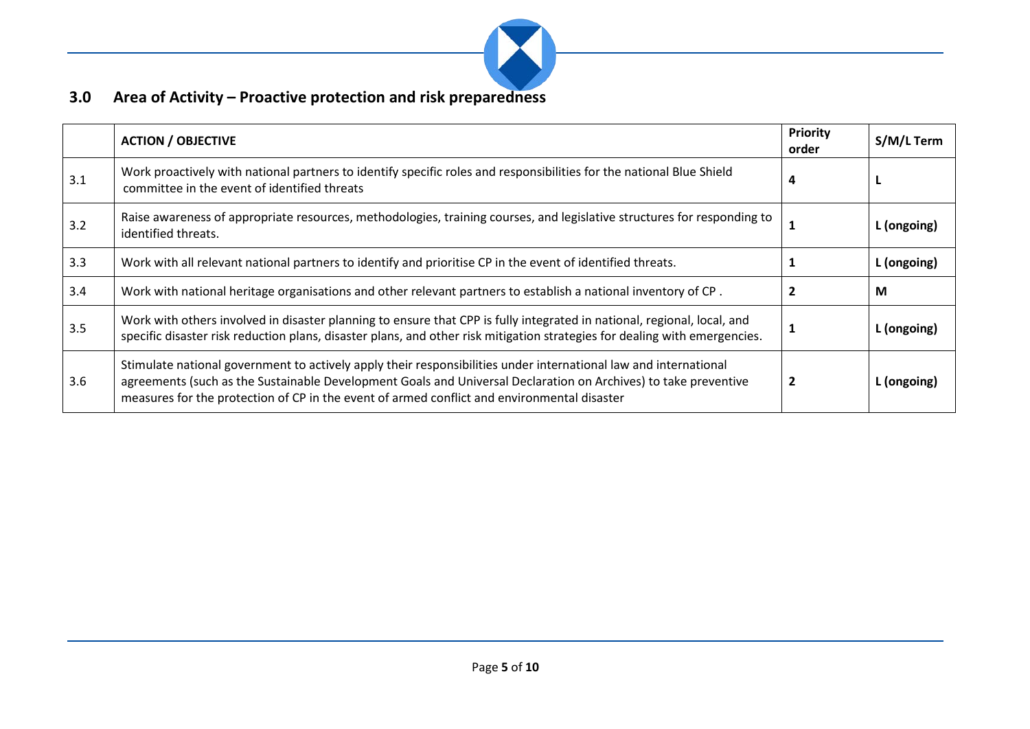## 3.0 Area of Activity – Proactive protection and risk preparedness

| | ACTION / OBJECTIVE | Priority order | S/M/L Term |
|---|---|---|---|
| 3.1 | Work proactively with national partners to identify specific roles and responsibilities for the national Blue Shield committee in the event of identified threats | 4 | L |
| 3.2 | Raise awareness of appropriate resources, methodologies, training courses, and legislative structures for responding to identified threats. | 1 | L (ongoing) |
| 3.3 | Work with all relevant national partners to identify and prioritise CP in the event of identified threats. | 1 | L (ongoing) |
| 3.4 | Work with national heritage organisations and other relevant partners to establish a national inventory of CP . | 2 | M |
| 3.5 | Work with others involved in disaster planning to ensure that CPP is fully integrated in national, regional, local, and specific disaster risk reduction plans, disaster plans, and other risk mitigation strategies for dealing with emergencies. | 1 | L (ongoing) |
| 3.6 | Stimulate national government to actively apply their responsibilities under international law and international agreements (such as the Sustainable Development Goals and Universal Declaration on Archives) to take preventive measures for the protection of CP in the event of armed conflict and environmental disaster | 2 | L (ongoing) |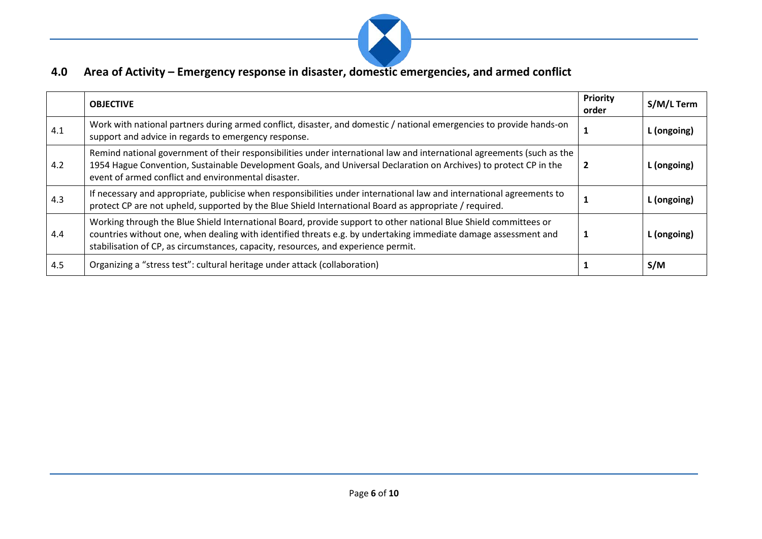## 4.0 Area of Activity – Emergency response in disaster, domestic emergencies, and armed conflict

| | **OBJECTIVE** | **Priority order** | **S/M/L Term** |
|---|---|---|---|
| 4.1 | Work with national partners during armed conflict, disaster, and domestic / national emergencies to provide hands-on support and advice in regards to emergency response. | **1** | **L (ongoing)** |
| 4.2 | Remind national government of their responsibilities under international law and international agreements (such as the 1954 Hague Convention, Sustainable Development Goals, and Universal Declaration on Archives) to protect CP in the event of armed conflict and environmental disaster. | **2** | **L (ongoing)** |
| 4.3 | If necessary and appropriate, publicise when responsibilities under international law and international agreements to protect CP are not upheld, supported by the Blue Shield International Board as appropriate / required. | **1** | **L (ongoing)** |
| 4.4 | Working through the Blue Shield International Board, provide support to other national Blue Shield committees or countries without one, when dealing with identified threats e.g. by undertaking immediate damage assessment and stabilisation of CP, as circumstances, capacity, resources, and experience permit. | **1** | **L (ongoing)** |
| 4.5 | Organizing a "stress test": cultural heritage under attack (collaboration) | **1** | **S/M** |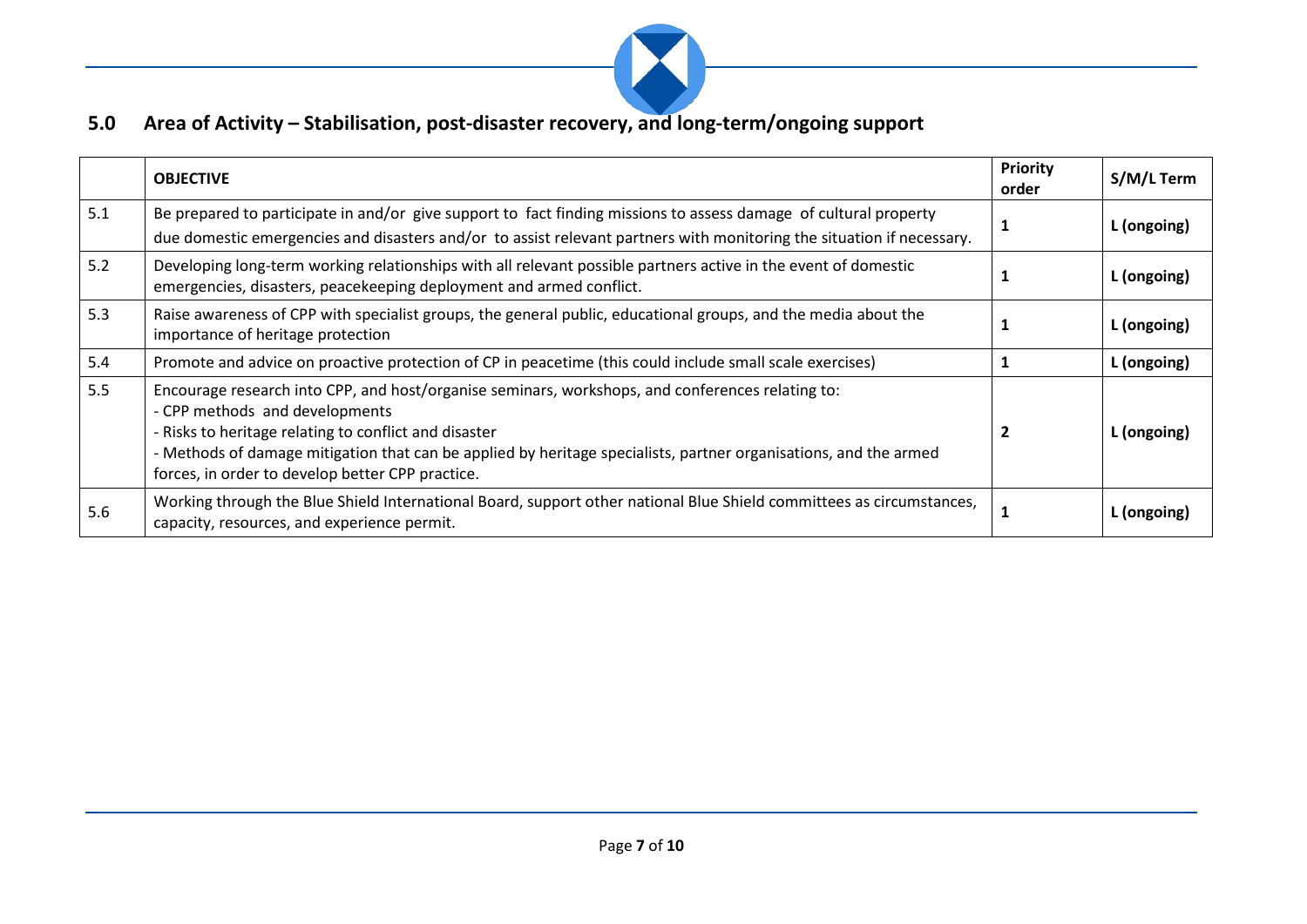## 5.0 Area of Activity – Stabilisation, post-disaster recovery, and long-term/ongoing support

| | **OBJECTIVE** | **Priority order** | **S/M/L Term** |
|---|---|---|---|
| 5.1 | Be prepared to participate in and/or give support to fact finding missions to assess damage of cultural property due domestic emergencies and disasters and/or to assist relevant partners with monitoring the situation if necessary. | **1** | **L (ongoing)** |
| 5.2 | Developing long-term working relationships with all relevant possible partners active in the event of domestic emergencies, disasters, peacekeeping deployment and armed conflict. | **1** | **L (ongoing)** |
| 5.3 | Raise awareness of CPP with specialist groups, the general public, educational groups, and the media about the importance of heritage protection | **1** | **L (ongoing)** |
| 5.4 | Promote and advice on proactive protection of CP in peacetime (this could include small scale exercises) | **1** | **L (ongoing)** |
| 5.5 | Encourage research into CPP, and host/organise seminars, workshops, and conferences relating to:<br>- CPP methods and developments<br>- Risks to heritage relating to conflict and disaster<br>- Methods of damage mitigation that can be applied by heritage specialists, partner organisations, and the armed forces, in order to develop better CPP practice. | **2** | **L (ongoing)** |
| 5.6 | Working through the Blue Shield International Board, support other national Blue Shield committees as circumstances, capacity, resources, and experience permit. | **1** | **L (ongoing)** |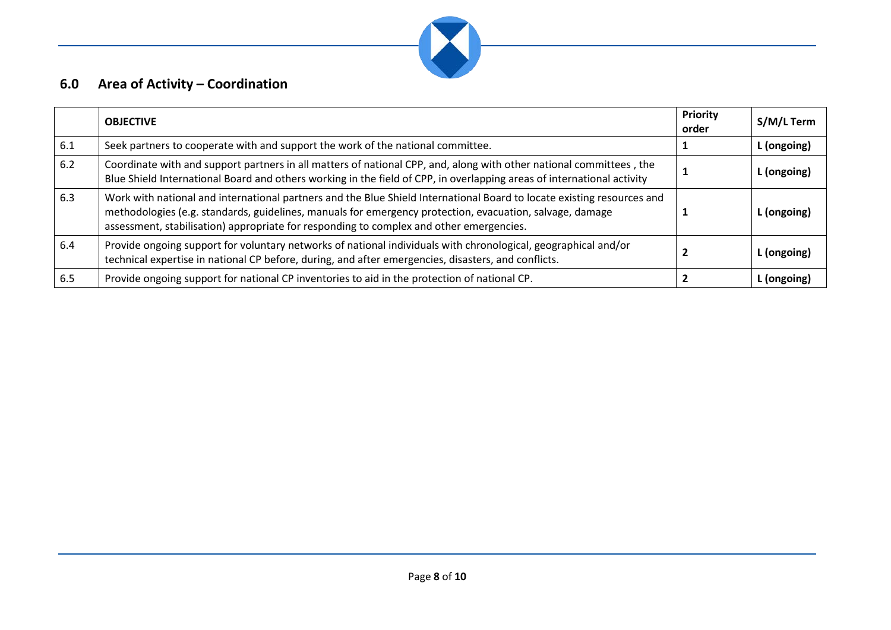## 6.0 Area of Activity – Coordination

| | OBJECTIVE | Priority order | S/M/L Term |
|---|---|---|---|
| 6.1 | Seek partners to cooperate with and support the work of the national committee. | 1 | L (ongoing) |
| 6.2 | Coordinate with and support partners in all matters of national CPP, and, along with other national committees , the Blue Shield International Board and others working in the field of CPP, in overlapping areas of international activity | 1 | L (ongoing) |
| 6.3 | Work with national and international partners and the Blue Shield International Board to locate existing resources and methodologies (e.g. standards, guidelines, manuals for emergency protection, evacuation, salvage, damage assessment, stabilisation) appropriate for responding to complex and other emergencies. | 1 | L (ongoing) |
| 6.4 | Provide ongoing support for voluntary networks of national individuals with chronological, geographical and/or technical expertise in national CP before, during, and after emergencies, disasters, and conflicts. | 2 | L (ongoing) |
| 6.5 | Provide ongoing support for national CP inventories to aid in the protection of national CP. | 2 | L (ongoing) |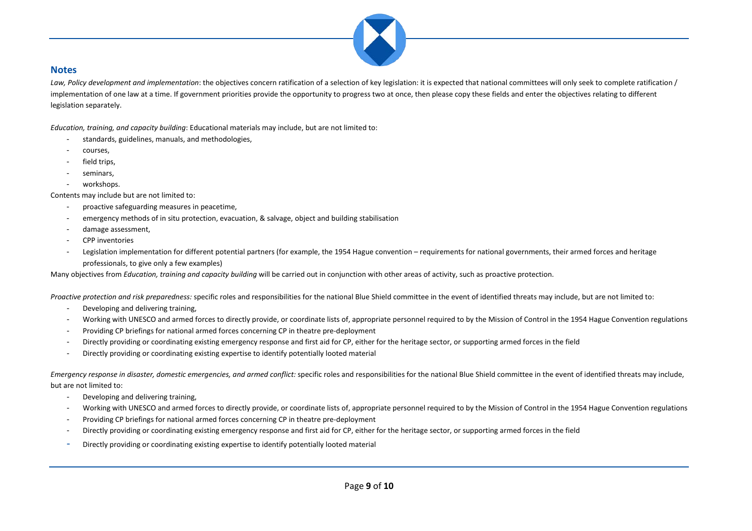## Notes

*Law, Policy development and implementation*: the objectives concern ratification of a selection of key legislation: it is expected that national committees will only seek to complete ratification / implementation of one law at a time. If government priorities provide the opportunity to progress two at once, then please copy these fields and enter the objectives relating to different legislation separately.

*Education, training, and capacity building*: Educational materials may include, but are not limited to:

- standards, guidelines, manuals, and methodologies,
- courses,
- field trips,
- seminars,
- workshops.

Contents may include but are not limited to:

- proactive safeguarding measures in peacetime,
- emergency methods of in situ protection, evacuation, & salvage, object and building stabilisation
- damage assessment,
- CPP inventories
- Legislation implementation for different potential partners (for example, the 1954 Hague convention – requirements for national governments, their armed forces and heritage professionals, to give only a few examples)

Many objectives from *Education, training and capacity building* will be carried out in conjunction with other areas of activity, such as proactive protection.

*Proactive protection and risk preparedness:* specific roles and responsibilities for the national Blue Shield committee in the event of identified threats may include, but are not limited to:

- Developing and delivering training,
- Working with UNESCO and armed forces to directly provide, or coordinate lists of, appropriate personnel required to by the Mission of Control in the 1954 Hague Convention regulations
- Providing CP briefings for national armed forces concerning CP in theatre pre-deployment
- Directly providing or coordinating existing emergency response and first aid for CP, either for the heritage sector, or supporting armed forces in the field
- Directly providing or coordinating existing expertise to identify potentially looted material

*Emergency response in disaster, domestic emergencies, and armed conflict:* specific roles and responsibilities for the national Blue Shield committee in the event of identified threats may include, but are not limited to:

- Developing and delivering training,
- Working with UNESCO and armed forces to directly provide, or coordinate lists of, appropriate personnel required to by the Mission of Control in the 1954 Hague Convention regulations
- Providing CP briefings for national armed forces concerning CP in theatre pre-deployment
- Directly providing or coordinating existing emergency response and first aid for CP, either for the heritage sector, or supporting armed forces in the field
- Directly providing or coordinating existing expertise to identify potentially looted material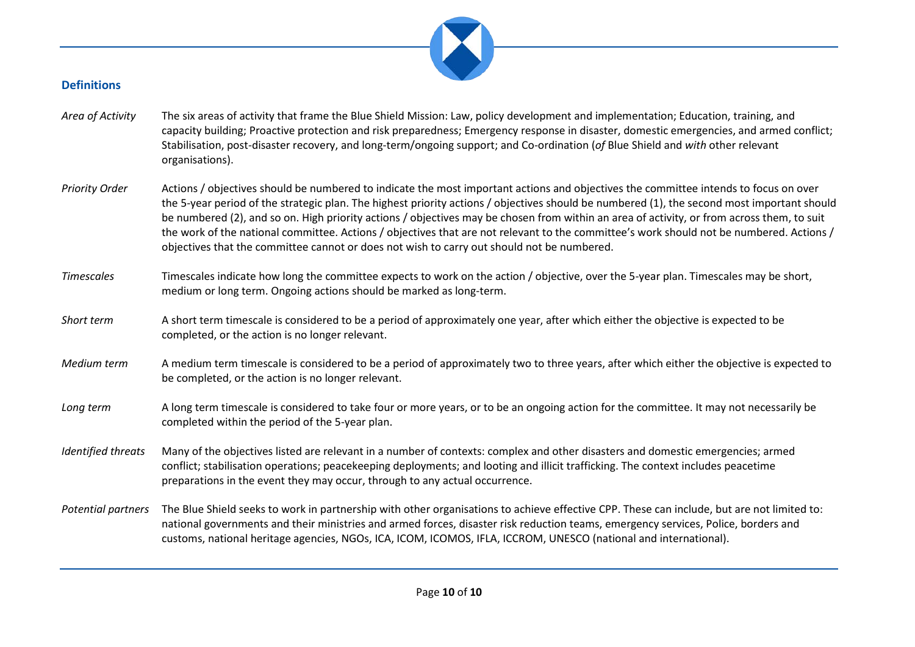## Definitions

*Area of Activity* — The six areas of activity that frame the Blue Shield Mission: Law, policy development and implementation; Education, training, and capacity building; Proactive protection and risk preparedness; Emergency response in disaster, domestic emergencies, and armed conflict; Stabilisation, post-disaster recovery, and long-term/ongoing support; and Co-ordination (*of* Blue Shield and *with* other relevant organisations).

*Priority Order* — Actions / objectives should be numbered to indicate the most important actions and objectives the committee intends to focus on over the 5-year period of the strategic plan. The highest priority actions / objectives should be numbered (1), the second most important should be numbered (2), and so on. High priority actions / objectives may be chosen from within an area of activity, or from across them, to suit the work of the national committee. Actions / objectives that are not relevant to the committee's work should not be numbered. Actions / objectives that the committee cannot or does not wish to carry out should not be numbered.

*Timescales* — Timescales indicate how long the committee expects to work on the action / objective, over the 5-year plan. Timescales may be short, medium or long term. Ongoing actions should be marked as long-term.

*Short term* — A short term timescale is considered to be a period of approximately one year, after which either the objective is expected to be completed, or the action is no longer relevant.

*Medium term* — A medium term timescale is considered to be a period of approximately two to three years, after which either the objective is expected to be completed, or the action is no longer relevant.

*Long term* — A long term timescale is considered to take four or more years, or to be an ongoing action for the committee. It may not necessarily be completed within the period of the 5-year plan.

*Identified threats* — Many of the objectives listed are relevant in a number of contexts: complex and other disasters and domestic emergencies; armed conflict; stabilisation operations; peacekeeping deployments; and looting and illicit trafficking. The context includes peacetime preparations in the event they may occur, through to any actual occurrence.

*Potential partners* — The Blue Shield seeks to work in partnership with other organisations to achieve effective CPP. These can include, but are not limited to: national governments and their ministries and armed forces, disaster risk reduction teams, emergency services, Police, borders and customs, national heritage agencies, NGOs, ICA, ICOM, ICOMOS, IFLA, ICCROM, UNESCO (national and international).